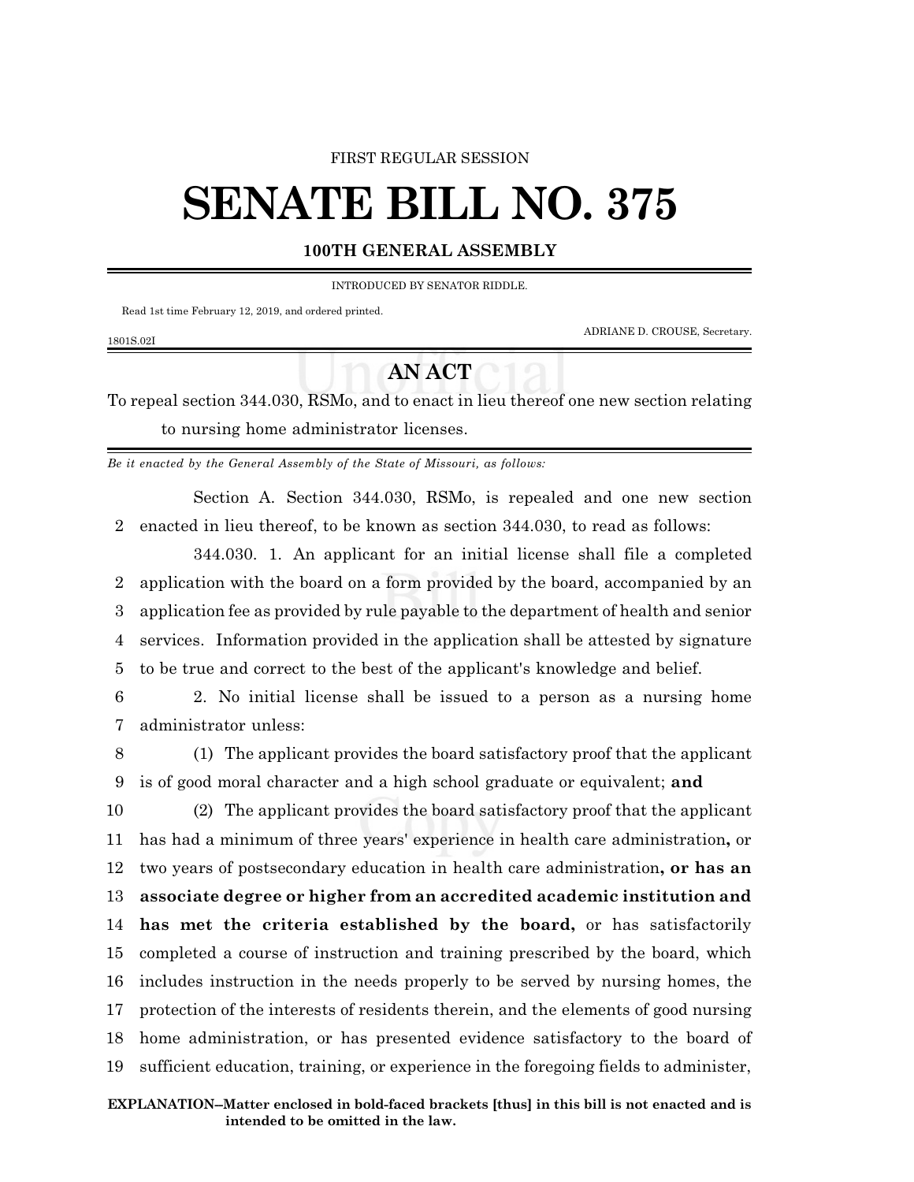FIRST REGULAR SESSION

# SENATE BILL NO. 375

**100TH GENERAL ASSEMBLY**

INTRODUCED BY SENATOR RIDDLE.

Read 1st time February 12, 2019, and ordered printed.

ADRIANE D. CROUSE, Secretary.

1801S.02I

## AN ACT

To repeal section 344.030, RSMo, and to enact in lieu thereof one new section relating to nursing home administrator licenses.

*Be it enacted by the General Assembly of the State of Missouri, as follows:*

Section A. Section 344.030, RSMo, is repealed and one new section enacted in lieu thereof, to be known as section 344.030, to read as follows:

344.030. 1. An applicant for an initial license shall file a completed application with the board on a form provided by the board, accompanied by an application fee as provided by rule payable to the department of health and senior services. Information provided in the application shall be attested by signature to be true and correct to the best of the applicant's knowledge and belief.

2. No initial license shall be issued to a person as a nursing home administrator unless:

(1) The applicant provides the board satisfactory proof that the applicant is of good moral character and a high school graduate or equivalent; **and**

(2) The applicant provides the board satisfactory proof that the applicant has had a minimum of three years' experience in health care administration**,** or two years of postsecondary education in health care administration**, or has an associate degree or higher from an accredited academic institution and has met the criteria established by the board,** or has satisfactorily completed a course of instruction and training prescribed by the board, which includes instruction in the needs properly to be served by nursing homes, the protection of the interests of residents therein, and the elements of good nursing home administration, or has presented evidence satisfactory to the board of sufficient education, training, or experience in the foregoing fields to administer,

**EXPLANATION–Matter enclosed in bold-faced brackets [thus] in this bill is not enacted and is intended to be omitted in the law.**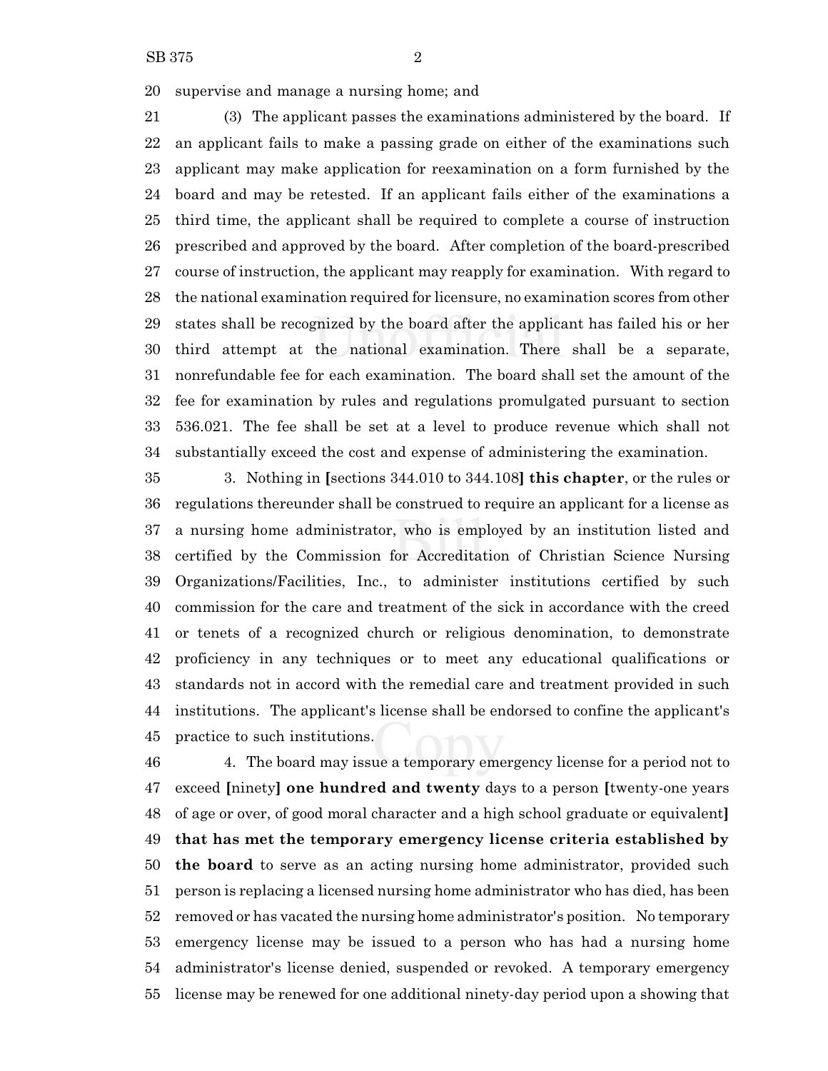supervise and manage a nursing home; and

(3) The applicant passes the examinations administered by the board. If an applicant fails to make a passing grade on either of the examinations such applicant may make application for reexamination on a form furnished by the board and may be retested. If an applicant fails either of the examinations a third time, the applicant shall be required to complete a course of instruction prescribed and approved by the board. After completion of the board-prescribed course of instruction, the applicant may reapply for examination. With regard to the national examination required for licensure, no examination scores from other states shall be recognized by the board after the applicant has failed his or her third attempt at the national examination. There shall be a separate, nonrefundable fee for each examination. The board shall set the amount of the fee for examination by rules and regulations promulgated pursuant to section 536.021. The fee shall be set at a level to produce revenue which shall not substantially exceed the cost and expense of administering the examination.

3. Nothing in **[**sections 344.010 to 344.108**] this chapter**, or the rules or regulations thereunder shall be construed to require an applicant for a license as a nursing home administrator, who is employed by an institution listed and certified by the Commission for Accreditation of Christian Science Nursing Organizations/Facilities, Inc., to administer institutions certified by such commission for the care and treatment of the sick in accordance with the creed or tenets of a recognized church or religious denomination, to demonstrate proficiency in any techniques or to meet any educational qualifications or standards not in accord with the remedial care and treatment provided in such institutions. The applicant's license shall be endorsed to confine the applicant's practice to such institutions.

4. The board may issue a temporary emergency license for a period not to exceed **[**ninety**] one hundred and twenty** days to a person **[**twenty-one years of age or over, of good moral character and a high school graduate or equivalent**] that has met the temporary emergency license criteria established by the board** to serve as an acting nursing home administrator, provided such person is replacing a licensed nursing home administrator who has died, has been removed or has vacated the nursing home administrator's position. No temporary emergency license may be issued to a person who has had a nursing home administrator's license denied, suspended or revoked. A temporary emergency license may be renewed for one additional ninety-day period upon a showing that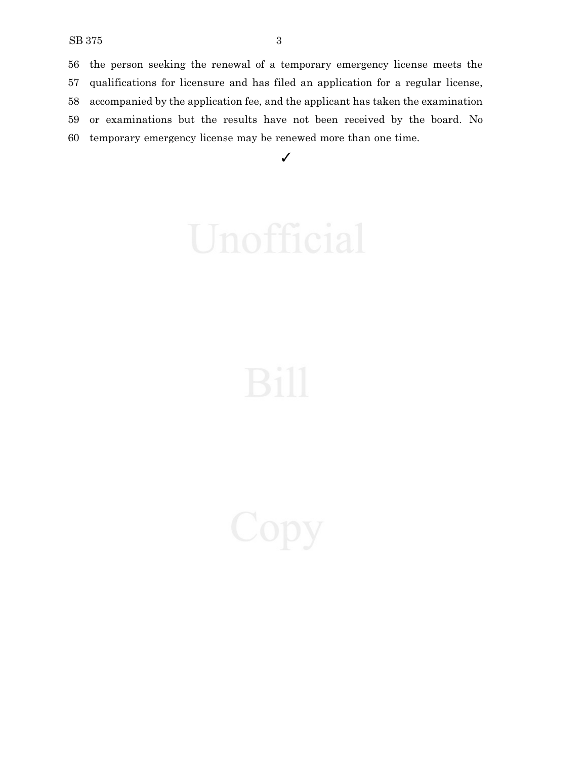56 the person seeking the renewal of a temporary emergency license meets the
57 qualifications for licensure and has filed an application for a regular license,
58 accompanied by the application fee, and the applicant has taken the examination
59 or examinations but the results have not been received by the board. No
60 temporary emergency license may be renewed more than one time.

✓